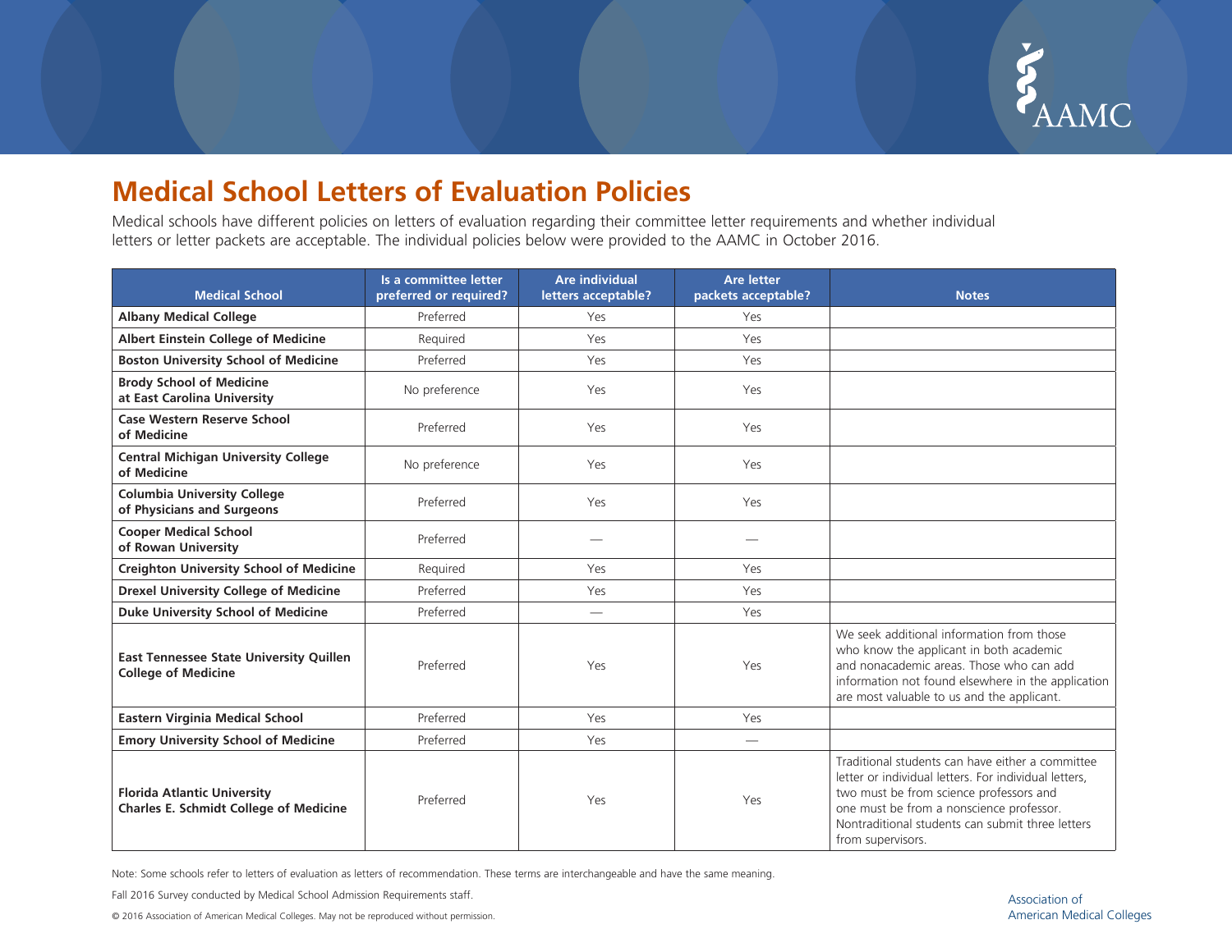# Medical School Letters of Evaluation Policies

Medical schools have different policies on letters of evaluation regarding their committee letter requirements and whether individual letters or letter packets are acceptable. The individual policies below were provided to the AAMC in October 2016.

| Medical School | Is a committee letter preferred or required? | Are individual letters acceptable? | Are letter packets acceptable? | Notes |
|---|---|---|---|---|
| **Albany Medical College** | Preferred | Yes | Yes | |
| **Albert Einstein College of Medicine** | Required | Yes | Yes | |
| **Boston University School of Medicine** | Preferred | Yes | Yes | |
| **Brody School of Medicine at East Carolina University** | No preference | Yes | Yes | |
| **Case Western Reserve School of Medicine** | Preferred | Yes | Yes | |
| **Central Michigan University College of Medicine** | No preference | Yes | Yes | |
| **Columbia University College of Physicians and Surgeons** | Preferred | Yes | Yes | |
| **Cooper Medical School of Rowan University** | Preferred | — | — | |
| **Creighton University School of Medicine** | Required | Yes | Yes | |
| **Drexel University College of Medicine** | Preferred | Yes | Yes | |
| **Duke University School of Medicine** | Preferred | — | Yes | |
| **East Tennessee State University Quillen College of Medicine** | Preferred | Yes | Yes | We seek additional information from those who know the applicant in both academic and nonacademic areas. Those who can add information not found elsewhere in the application are most valuable to us and the applicant. |
| **Eastern Virginia Medical School** | Preferred | Yes | Yes | |
| **Emory University School of Medicine** | Preferred | Yes | — | |
| **Florida Atlantic University Charles E. Schmidt College of Medicine** | Preferred | Yes | Yes | Traditional students can have either a committee letter or individual letters. For individual letters, two must be from science professors and one must be from a nonscience professor. Nontraditional students can submit three letters from supervisors. |

Note: Some schools refer to letters of evaluation as letters of recommendation. These terms are interchangeable and have the same meaning.

Fall 2016 Survey conducted by Medical School Admission Requirements staff.

© 2016 Association of American Medical Colleges. May not be reproduced without permission.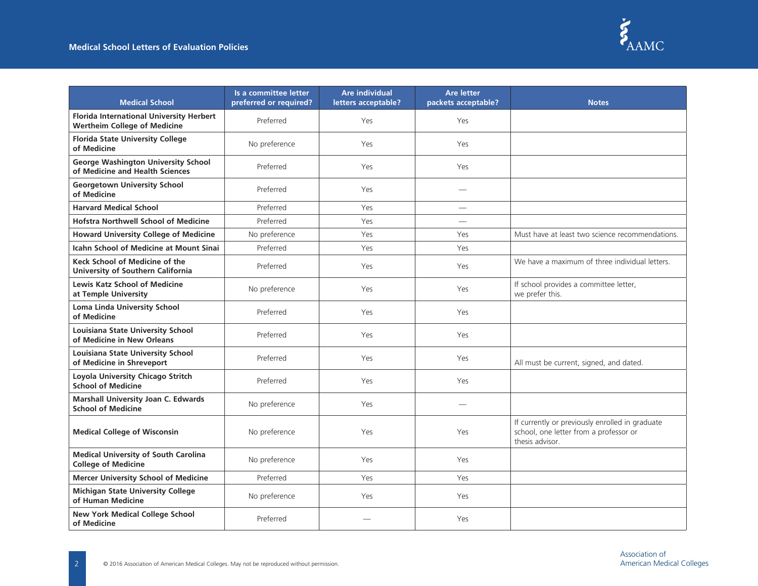| Medical School | Is a committee letter preferred or required? | Are individual letters acceptable? | Are letter packets acceptable? | Notes |
|---|---|---|---|---|
| **Florida International University Herbert Wertheim College of Medicine** | Preferred | Yes | Yes | |
| **Florida State University College of Medicine** | No preference | Yes | Yes | |
| **George Washington University School of Medicine and Health Sciences** | Preferred | Yes | Yes | |
| **Georgetown University School of Medicine** | Preferred | Yes | — | |
| **Harvard Medical School** | Preferred | Yes | — | |
| **Hofstra Northwell School of Medicine** | Preferred | Yes | — | |
| **Howard University College of Medicine** | No preference | Yes | Yes | Must have at least two science recommendations. |
| **Icahn School of Medicine at Mount Sinai** | Preferred | Yes | Yes | |
| **Keck School of Medicine of the University of Southern California** | Preferred | Yes | Yes | We have a maximum of three individual letters. |
| **Lewis Katz School of Medicine at Temple University** | No preference | Yes | Yes | If school provides a committee letter, we prefer this. |
| **Loma Linda University School of Medicine** | Preferred | Yes | Yes | |
| **Louisiana State University School of Medicine in New Orleans** | Preferred | Yes | Yes | |
| **Louisiana State University School of Medicine in Shreveport** | Preferred | Yes | Yes | All must be current, signed, and dated. |
| **Loyola University Chicago Stritch School of Medicine** | Preferred | Yes | Yes | |
| **Marshall University Joan C. Edwards School of Medicine** | No preference | Yes | — | |
| **Medical College of Wisconsin** | No preference | Yes | Yes | If currently or previously enrolled in graduate school, one letter from a professor or thesis advisor. |
| **Medical University of South Carolina College of Medicine** | No preference | Yes | Yes | |
| **Mercer University School of Medicine** | Preferred | Yes | Yes | |
| **Michigan State University College of Human Medicine** | No preference | Yes | Yes | |
| **New York Medical College School of Medicine** | Preferred | — | Yes | |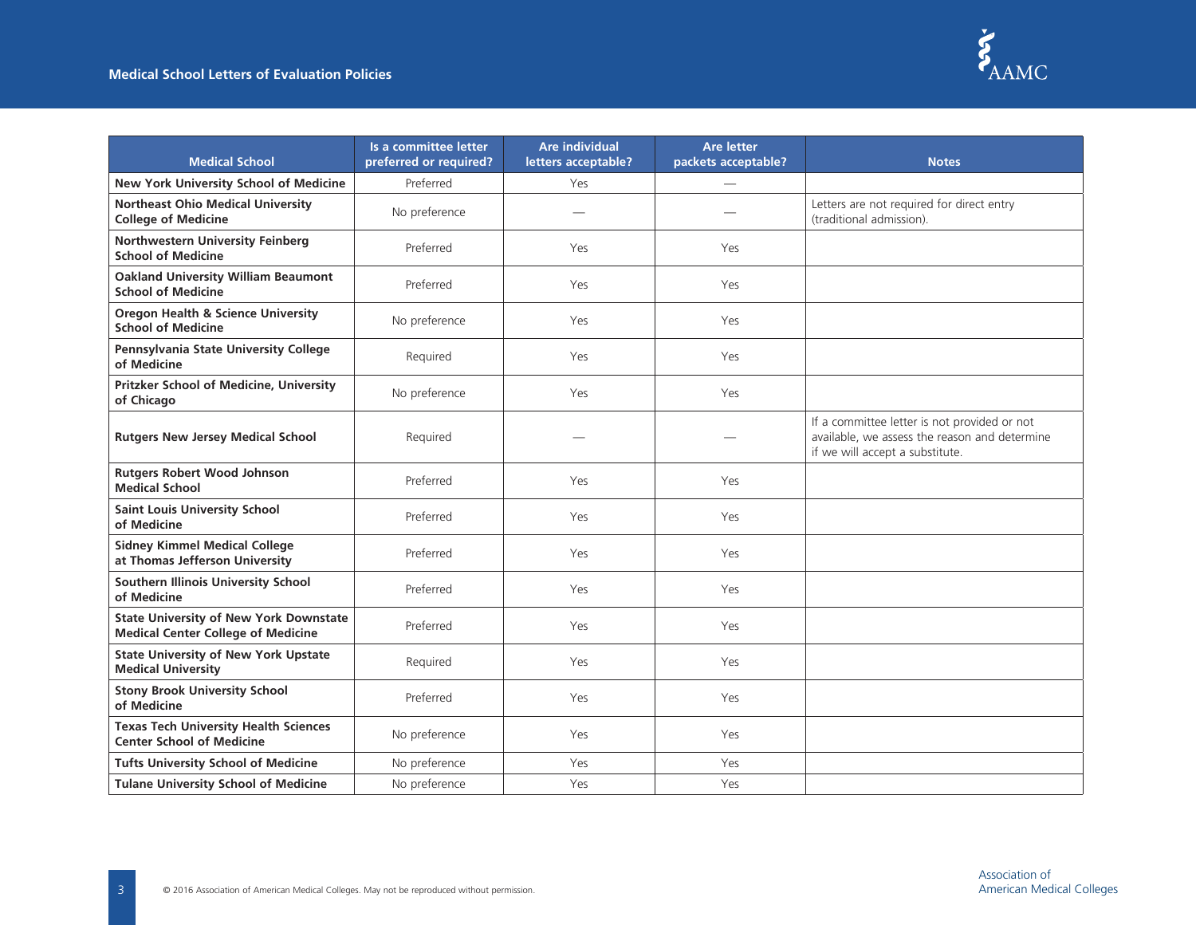| Medical School | Is a committee letter preferred or required? | Are individual letters acceptable? | Are letter packets acceptable? | Notes |
|---|---|---|---|---|
| **New York University School of Medicine** | Preferred | Yes | — | |
| **Northeast Ohio Medical University College of Medicine** | No preference | — | — | Letters are not required for direct entry (traditional admission). |
| **Northwestern University Feinberg School of Medicine** | Preferred | Yes | Yes | |
| **Oakland University William Beaumont School of Medicine** | Preferred | Yes | Yes | |
| **Oregon Health & Science University School of Medicine** | No preference | Yes | Yes | |
| **Pennsylvania State University College of Medicine** | Required | Yes | Yes | |
| **Pritzker School of Medicine, University of Chicago** | No preference | Yes | Yes | |
| **Rutgers New Jersey Medical School** | Required | — | — | If a committee letter is not provided or not available, we assess the reason and determine if we will accept a substitute. |
| **Rutgers Robert Wood Johnson Medical School** | Preferred | Yes | Yes | |
| **Saint Louis University School of Medicine** | Preferred | Yes | Yes | |
| **Sidney Kimmel Medical College at Thomas Jefferson University** | Preferred | Yes | Yes | |
| **Southern Illinois University School of Medicine** | Preferred | Yes | Yes | |
| **State University of New York Downstate Medical Center College of Medicine** | Preferred | Yes | Yes | |
| **State University of New York Upstate Medical University** | Required | Yes | Yes | |
| **Stony Brook University School of Medicine** | Preferred | Yes | Yes | |
| **Texas Tech University Health Sciences Center School of Medicine** | No preference | Yes | Yes | |
| **Tufts University School of Medicine** | No preference | Yes | Yes | |
| **Tulane University School of Medicine** | No preference | Yes | Yes | |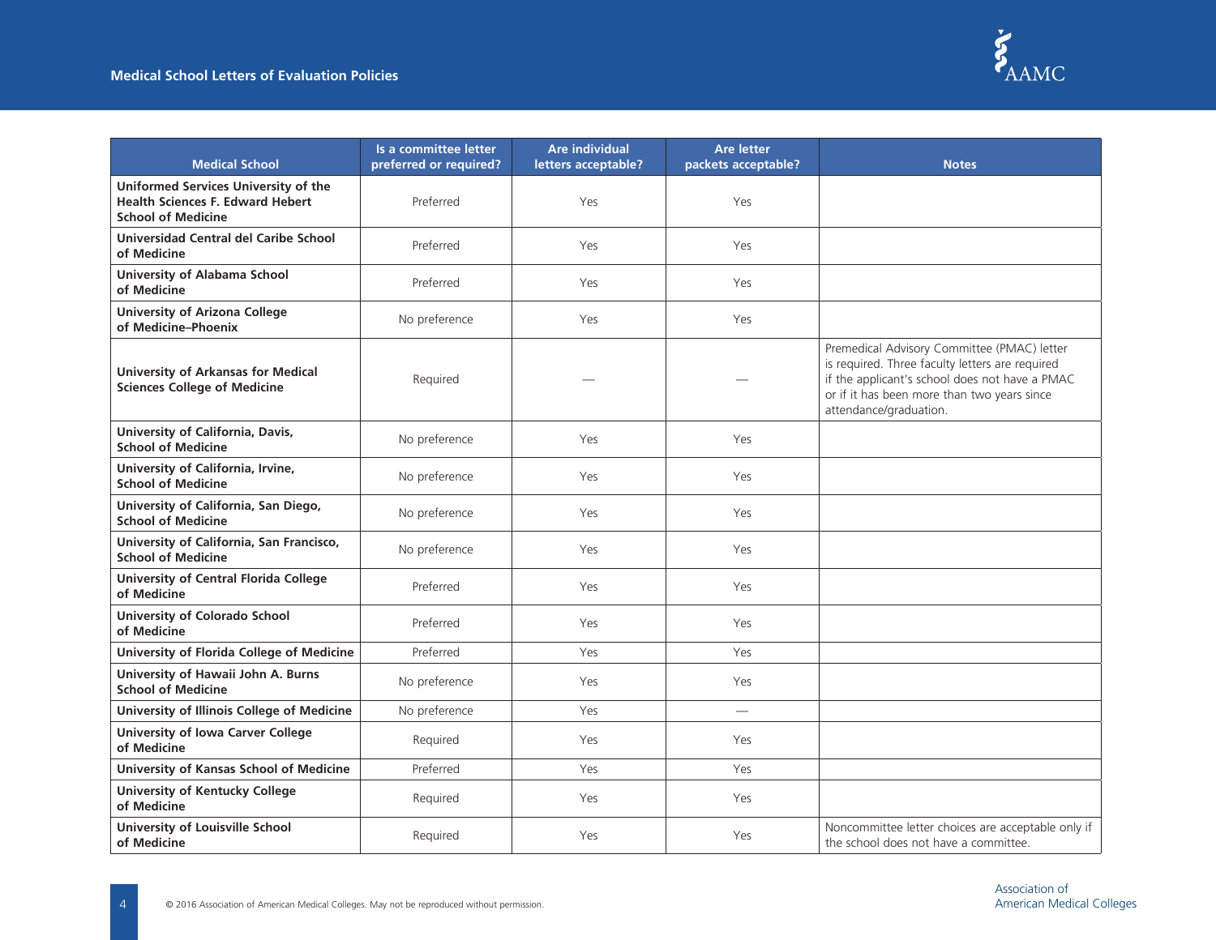| Medical School | Is a committee letter preferred or required? | Are individual letters acceptable? | Are letter packets acceptable? | Notes |
|---|---|---|---|---|
| **Uniformed Services University of the Health Sciences F. Edward Hebert School of Medicine** | Preferred | Yes | Yes | |
| **Universidad Central del Caribe School of Medicine** | Preferred | Yes | Yes | |
| **University of Alabama School of Medicine** | Preferred | Yes | Yes | |
| **University of Arizona College of Medicine–Phoenix** | No preference | Yes | Yes | |
| **University of Arkansas for Medical Sciences College of Medicine** | Required | — | — | Premedical Advisory Committee (PMAC) letter is required. Three faculty letters are required if the applicant's school does not have a PMAC or if it has been more than two years since attendance/graduation. |
| **University of California, Davis, School of Medicine** | No preference | Yes | Yes | |
| **University of California, Irvine, School of Medicine** | No preference | Yes | Yes | |
| **University of California, San Diego, School of Medicine** | No preference | Yes | Yes | |
| **University of California, San Francisco, School of Medicine** | No preference | Yes | Yes | |
| **University of Central Florida College of Medicine** | Preferred | Yes | Yes | |
| **University of Colorado School of Medicine** | Preferred | Yes | Yes | |
| **University of Florida College of Medicine** | Preferred | Yes | Yes | |
| **University of Hawaii John A. Burns School of Medicine** | No preference | Yes | Yes | |
| **University of Illinois College of Medicine** | No preference | Yes | — | |
| **University of Iowa Carver College of Medicine** | Required | Yes | Yes | |
| **University of Kansas School of Medicine** | Preferred | Yes | Yes | |
| **University of Kentucky College of Medicine** | Required | Yes | Yes | |
| **University of Louisville School of Medicine** | Required | Yes | Yes | Noncommittee letter choices are acceptable only if the school does not have a committee. |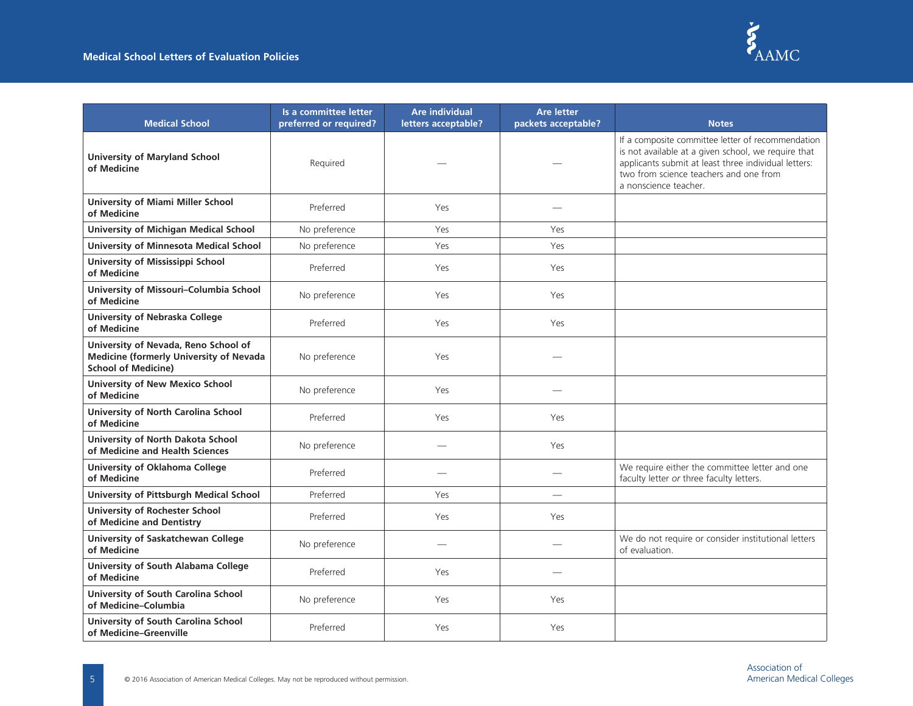| Medical School | Is a committee letter preferred or required? | Are individual letters acceptable? | Are letter packets acceptable? | Notes |
| --- | --- | --- | --- | --- |
| **University of Maryland School of Medicine** | Required | — | — | If a composite committee letter of recommendation is not available at a given school, we require that applicants submit at least three individual letters: two from science teachers and one from a nonscience teacher. |
| **University of Miami Miller School of Medicine** | Preferred | Yes | — | |
| **University of Michigan Medical School** | No preference | Yes | Yes | |
| **University of Minnesota Medical School** | No preference | Yes | Yes | |
| **University of Mississippi School of Medicine** | Preferred | Yes | Yes | |
| **University of Missouri–Columbia School of Medicine** | No preference | Yes | Yes | |
| **University of Nebraska College of Medicine** | Preferred | Yes | Yes | |
| **University of Nevada, Reno School of Medicine (formerly University of Nevada School of Medicine)** | No preference | Yes | — | |
| **University of New Mexico School of Medicine** | No preference | Yes | — | |
| **University of North Carolina School of Medicine** | Preferred | Yes | Yes | |
| **University of North Dakota School of Medicine and Health Sciences** | No preference | — | Yes | |
| **University of Oklahoma College of Medicine** | Preferred | — | — | We require either the committee letter and one faculty letter *or* three faculty letters. |
| **University of Pittsburgh Medical School** | Preferred | Yes | — | |
| **University of Rochester School of Medicine and Dentistry** | Preferred | Yes | Yes | |
| **University of Saskatchewan College of Medicine** | No preference | — | — | We do not require or consider institutional letters of evaluation. |
| **University of South Alabama College of Medicine** | Preferred | Yes | — | |
| **University of South Carolina School of Medicine–Columbia** | No preference | Yes | Yes | |
| **University of South Carolina School of Medicine–Greenville** | Preferred | Yes | Yes | |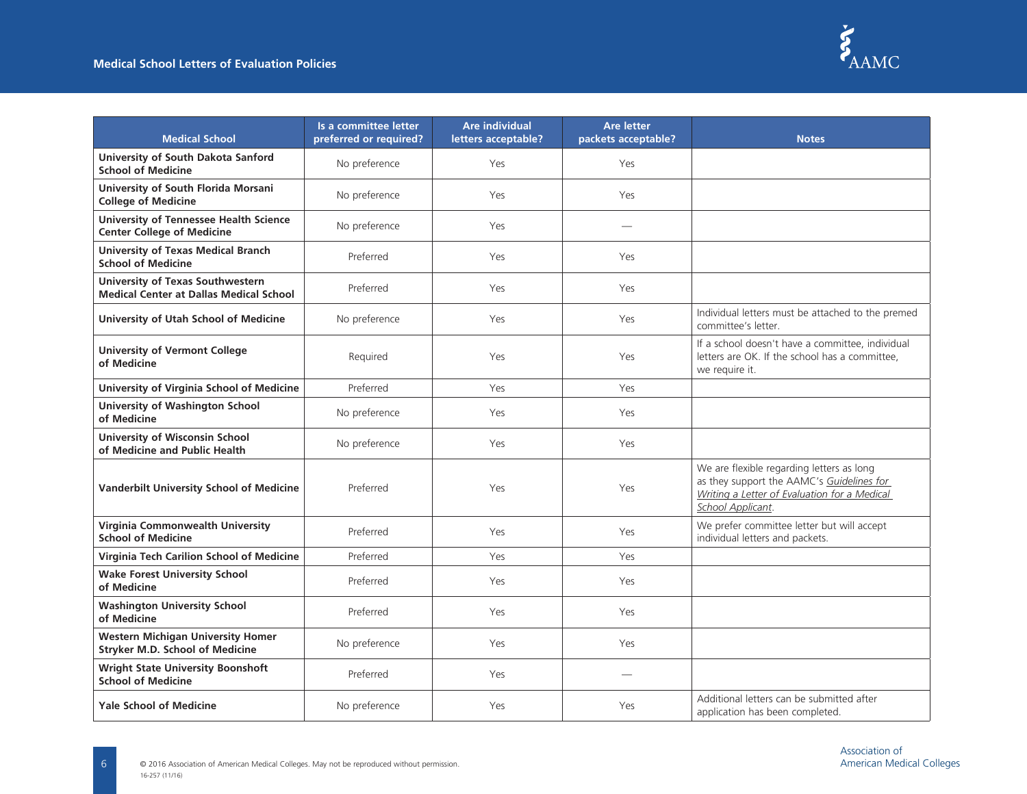| Medical School | Is a committee letter preferred or required? | Are individual letters acceptable? | Are letter packets acceptable? | Notes |
|---|---|---|---|---|
| **University of South Dakota Sanford School of Medicine** | No preference | Yes | Yes | |
| **University of South Florida Morsani College of Medicine** | No preference | Yes | Yes | |
| **University of Tennessee Health Science Center College of Medicine** | No preference | Yes | — | |
| **University of Texas Medical Branch School of Medicine** | Preferred | Yes | Yes | |
| **University of Texas Southwestern Medical Center at Dallas Medical School** | Preferred | Yes | Yes | |
| **University of Utah School of Medicine** | No preference | Yes | Yes | Individual letters must be attached to the premed committee's letter. |
| **University of Vermont College of Medicine** | Required | Yes | Yes | If a school doesn't have a committee, individual letters are OK. If the school has a committee, we require it. |
| **University of Virginia School of Medicine** | Preferred | Yes | Yes | |
| **University of Washington School of Medicine** | No preference | Yes | Yes | |
| **University of Wisconsin School of Medicine and Public Health** | No preference | Yes | Yes | |
| **Vanderbilt University School of Medicine** | Preferred | Yes | Yes | We are flexible regarding letters as long as they support the AAMC's *Guidelines for Writing a Letter of Evaluation for a Medical School Applicant*. |
| **Virginia Commonwealth University School of Medicine** | Preferred | Yes | Yes | We prefer committee letter but will accept individual letters and packets. |
| **Virginia Tech Carilion School of Medicine** | Preferred | Yes | Yes | |
| **Wake Forest University School of Medicine** | Preferred | Yes | Yes | |
| **Washington University School of Medicine** | Preferred | Yes | Yes | |
| **Western Michigan University Homer Stryker M.D. School of Medicine** | No preference | Yes | Yes | |
| **Wright State University Boonshoft School of Medicine** | Preferred | Yes | — | |
| **Yale School of Medicine** | No preference | Yes | Yes | Additional letters can be submitted after application has been completed. |

© 2016 Association of American Medical Colleges. May not be reproduced without permission.
16-257 (11/16)